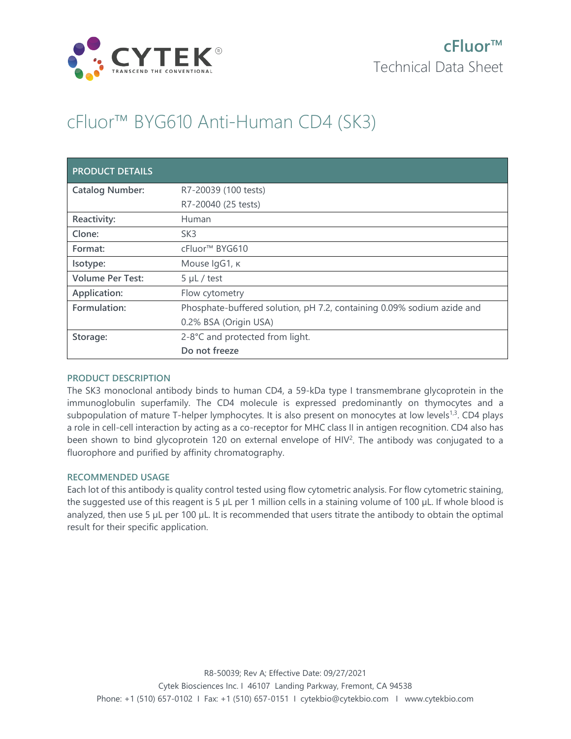cFluor™

Technical Data Sheet

# cFluor™ BYG610 Anti-Human CD4 (SK3)

| PRODUCT DETAILS | |
|---|---|
| **Catalog Number:** | R7-20039 (100 tests)<br>R7-20040 (25 tests) |
| **Reactivity:** | Human |
| **Clone:** | SK3 |
| **Format:** | cFluor™ BYG610 |
| **Isotype:** | Mouse IgG1, κ |
| **Volume Per Test:** | 5 µL / test |
| **Application:** | Flow cytometry |
| **Formulation:** | Phosphate-buffered solution, pH 7.2, containing 0.09% sodium azide and 0.2% BSA (Origin USA) |
| **Storage:** | 2-8°C and protected from light.<br>**Do not freeze** |

## PRODUCT DESCRIPTION

The SK3 monoclonal antibody binds to human CD4, a 59-kDa type I transmembrane glycoprotein in the immunoglobulin superfamily. The CD4 molecule is expressed predominantly on thymocytes and a subpopulation of mature T-helper lymphocytes. It is also present on monocytes at low levels[1,3]. CD4 plays a role in cell-cell interaction by acting as a co-receptor for MHC class II in antigen recognition. CD4 also has been shown to bind glycoprotein 120 on external envelope of HIV[2]. The antibody was conjugated to a fluorophore and purified by affinity chromatography.

## RECOMMENDED USAGE

Each lot of this antibody is quality control tested using flow cytometric analysis. For flow cytometric staining, the suggested use of this reagent is 5 µL per 1 million cells in a staining volume of 100 µL. If whole blood is analyzed, then use 5 µL per 100 µL. It is recommended that users titrate the antibody to obtain the optimal result for their specific application.

R8-50039; Rev A; Effective Date: 09/27/2021

Cytek Biosciences Inc. I 46107 Landing Parkway, Fremont, CA 94538

Phone: +1 (510) 657-0102 I Fax: +1 (510) 657-0151 I cytekbio@cytekbio.com I www.cytekbio.com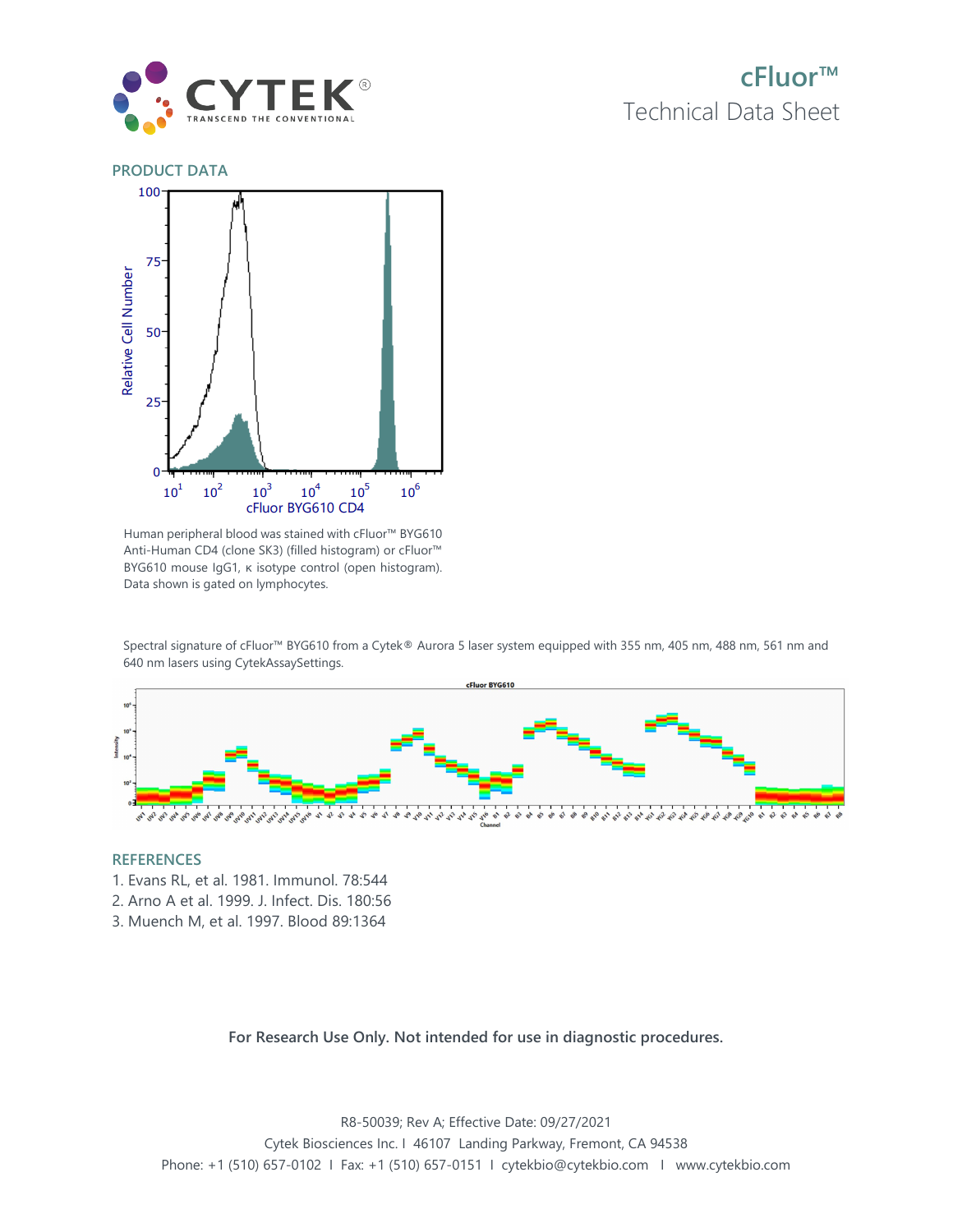## PRODUCT DATA

100
75
50
25
0
Relative Cell Number
$10^1$ $10^2$ $10^3$ $10^4$ $10^5$ $10^6$
cFluor BYG610 CD4

Human peripheral blood was stained with cFluor™ BYG610 Anti-Human CD4 (clone SK3) (filled histogram) or cFluor™ BYG610 mouse IgG1, κ isotype control (open histogram). Data shown is gated on lymphocytes.

Spectral signature of cFluor™ BYG610 from a Cytek® Aurora 5 laser system equipped with 355 nm, 405 nm, 488 nm, 561 nm and 640 nm lasers using CytekAssaySettings.

cFluor BYG610

Intensity

Channel

## REFERENCES

1. Evans RL, et al. 1981. Immunol. 78:544
2. Arno A et al. 1999. J. Infect. Dis. 180:56
3. Muench M, et al. 1997. Blood 89:1364

**For Research Use Only. Not intended for use in diagnostic procedures.**

R8-50039; Rev A; Effective Date: 09/27/2021

Cytek Biosciences Inc. I 46107 Landing Parkway, Fremont, CA 94538

Phone: +1 (510) 657-0102 I Fax: +1 (510) 657-0151 I cytekbio@cytekbio.com I www.cytekbio.com